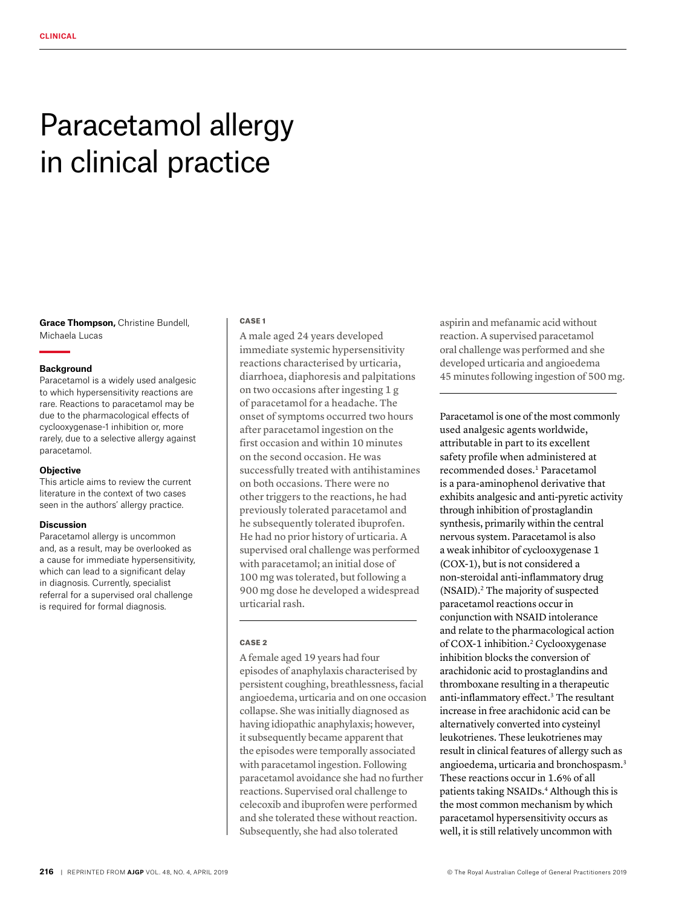# Paracetamol allergy in clinical practice

**Grace Thompson,** Christine Bundell, Michaela Lucas

### Background

Paracetamol is a widely used analgesic to which hypersensitivity reactions are rare. Reactions to paracetamol may be due to the pharmacological effects of cyclooxygenase-1 inhibition or, more rarely, due to a selective allergy against paracetamol.

### Objective

This article aims to review the current literature in the context of two cases seen in the authors' allergy practice.

### Discussion

Paracetamol allergy is uncommon and, as a result, may be overlooked as a cause for immediate hypersensitivity, which can lead to a significant delay in diagnosis. Currently, specialist referral for a supervised oral challenge is required for formal diagnosis.

#### CASE 1

A male aged 24 years developed immediate systemic hypersensitivity reactions characterised by urticaria, diarrhoea, diaphoresis and palpitations on two occasions after ingesting 1 g of paracetamol for a headache. The onset of symptoms occurred two hours after paracetamol ingestion on the first occasion and within 10 minutes on the second occasion. He was successfully treated with antihistamines on both occasions. There were no other triggers to the reactions, he had previously tolerated paracetamol and he subsequently tolerated ibuprofen. He had no prior history of urticaria. A supervised oral challenge was performed with paracetamol; an initial dose of 100 mg was tolerated, but following a 900 mg dose he developed a widespread urticarial rash.

#### CASE 2

A female aged 19 years had four episodes of anaphylaxis characterised by persistent coughing, breathlessness, facial angioedema, urticaria and on one occasion collapse. She was initially diagnosed as having idiopathic anaphylaxis; however, it subsequently became apparent that the episodes were temporally associated with paracetamol ingestion. Following paracetamol avoidance she had no further reactions. Supervised oral challenge to celecoxib and ibuprofen were performed and she tolerated these without reaction. Subsequently, she had also tolerated aspirin and mefanamic acid without reaction. A supervised paracetamol oral challenge was performed and she developed urticaria and angioedema 45 minutes following ingestion of 500 mg.

Paracetamol is one of the most commonly used analgesic agents worldwide, attributable in part to its excellent safety profile when administered at recommended doses.[1] Paracetamol is a para-aminophenol derivative that exhibits analgesic and anti-pyretic activity through inhibition of prostaglandin synthesis, primarily within the central nervous system. Paracetamol is also a weak inhibitor of cyclooxygenase 1 (COX-1), but is not considered a non-steroidal anti-inflammatory drug (NSAID).[2] The majority of suspected paracetamol reactions occur in conjunction with NSAID intolerance and relate to the pharmacological action of COX-1 inhibition.[2] Cyclooxygenase inhibition blocks the conversion of arachidonic acid to prostaglandins and thromboxane resulting in a therapeutic anti-inflammatory effect.[3] The resultant increase in free arachidonic acid can be alternatively converted into cysteinyl leukotrienes. These leukotrienes may result in clinical features of allergy such as angioedema, urticaria and bronchospasm.[3] These reactions occur in 1.6% of all patients taking NSAIDs.[4] Although this is the most common mechanism by which paracetamol hypersensitivity occurs as well, it is still relatively uncommon with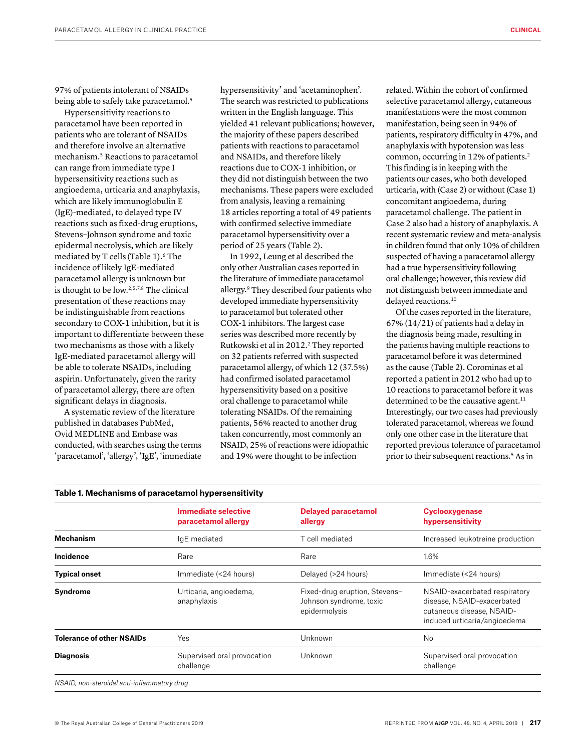97% of patients intolerant of NSAIDs being able to safely take paracetamol.[5]

Hypersensitivity reactions to paracetamol have been reported in patients who are tolerant of NSAIDs and therefore involve an alternative mechanism.[5] Reactions to paracetamol can range from immediate type I hypersensitivity reactions such as angioedema, urticaria and anaphylaxis, which are likely immunoglobulin E (IgE)-mediated, to delayed type IV reactions such as fixed-drug eruptions, Stevens–Johnson syndrome and toxic epidermal necrolysis, which are likely mediated by T cells (Table 1).[6] The incidence of likely IgE-mediated paracetamol allergy is unknown but is thought to be low.[2,5,7,8] The clinical presentation of these reactions may be indistinguishable from reactions secondary to COX-1 inhibition, but it is important to differentiate between these two mechanisms as those with a likely IgE-mediated paracetamol allergy will be able to tolerate NSAIDs, including aspirin. Unfortunately, given the rarity of paracetamol allergy, there are often significant delays in diagnosis.

A systematic review of the literature published in databases PubMed, Ovid MEDLINE and Embase was conducted, with searches using the terms 'paracetamol', 'allergy', 'IgE', 'immediate hypersensitivity' and 'acetaminophen'. The search was restricted to publications written in the English language. This yielded 41 relevant publications; however, the majority of these papers described patients with reactions to paracetamol and NSAIDs, and therefore likely reactions due to COX-1 inhibition, or they did not distinguish between the two mechanisms. These papers were excluded from analysis, leaving a remaining 18 articles reporting a total of 49 patients with confirmed selective immediate paracetamol hypersensitivity over a period of 25 years (Table 2).

In 1992, Leung et al described the only other Australian cases reported in the literature of immediate paracetamol allergy.[9] They described four patients who developed immediate hypersensitivity to paracetamol but tolerated other COX-1 inhibitors. The largest case series was described more recently by Rutkowski et al in 2012.[2] They reported on 32 patients referred with suspected paracetamol allergy, of which 12 (37.5%) had confirmed isolated paracetamol hypersensitivity based on a positive oral challenge to paracetamol while tolerating NSAIDs. Of the remaining patients, 56% reacted to another drug taken concurrently, most commonly an NSAID, 25% of reactions were idiopathic and 19% were thought to be infection related. Within the cohort of confirmed selective paracetamol allergy, cutaneous manifestations were the most common manifestation, being seen in 94% of patients, respiratory difficulty in 47%, and anaphylaxis with hypotension was less common, occurring in 12% of patients.[2] This finding is in keeping with the patients our cases, who both developed urticaria, with (Case 2) or without (Case 1) concomitant angioedema, during paracetamol challenge. The patient in Case 2 also had a history of anaphylaxis. A recent systematic review and meta-analysis in children found that only 10% of children suspected of having a paracetamol allergy had a true hypersensitivity following oral challenge; however, this review did not distinguish between immediate and delayed reactions.[10]

Of the cases reported in the literature, 67% (14/21) of patients had a delay in the diagnosis being made, resulting in the patients having multiple reactions to paracetamol before it was determined as the cause (Table 2). Corominas et al reported a patient in 2012 who had up to 10 reactions to paracetamol before it was determined to be the causative agent.[11] Interestingly, our two cases had previously tolerated paracetamol, whereas we found only one other case in the literature that reported previous tolerance of paracetamol prior to their subsequent reactions.[5] As in

**Table 1. Mechanisms of paracetamol hypersensitivity**

| | Immediate selective paracetamol allergy | Delayed paracetamol allergy | Cyclooxygenase hypersensitivity |
|---|---|---|---|
| **Mechanism** | IgE mediated | T cell mediated | Increased leukotreine production |
| **Incidence** | Rare | Rare | 1.6% |
| **Typical onset** | Immediate (<24 hours) | Delayed (>24 hours) | Immediate (<24 hours) |
| **Syndrome** | Urticaria, angioedema, anaphylaxis | Fixed-drug eruption, Stevens–Johnson syndrome, toxic epidermolysis | NSAID-exacerbated respiratory disease, NSAID-exacerbated cutaneous disease, NSAID-induced urticaria/angioedema |
| **Tolerance of other NSAIDs** | Yes | Unknown | No |
| **Diagnosis** | Supervised oral provocation challenge | Unknown | Supervised oral provocation challenge |

*NSAID, non-steroidal anti-inflammatory drug*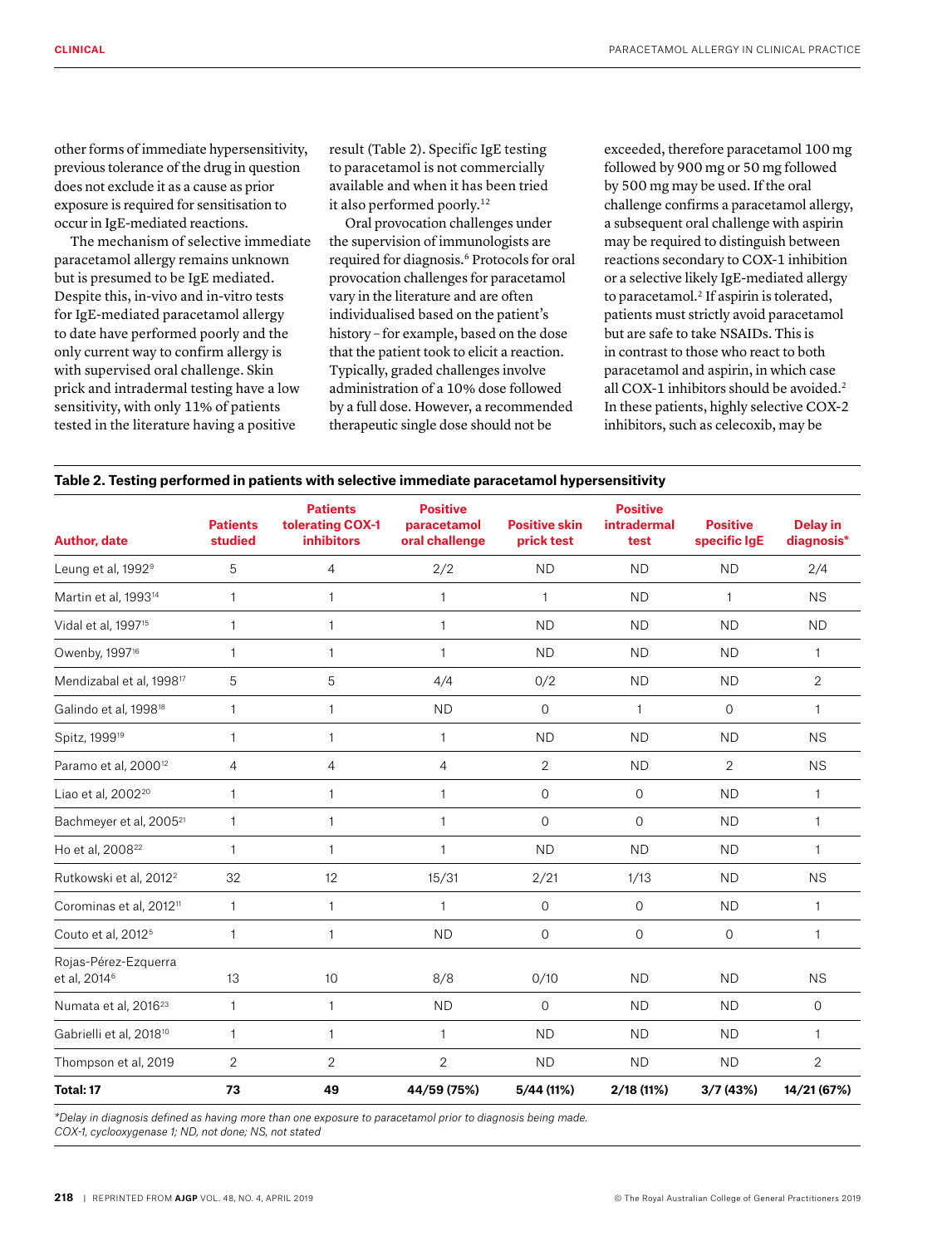other forms of immediate hypersensitivity, previous tolerance of the drug in question does not exclude it as a cause as prior exposure is required for sensitisation to occur in IgE-mediated reactions.

The mechanism of selective immediate paracetamol allergy remains unknown but is presumed to be IgE mediated. Despite this, in-vivo and in-vitro tests for IgE-mediated paracetamol allergy to date have performed poorly and the only current way to confirm allergy is with supervised oral challenge. Skin prick and intradermal testing have a low sensitivity, with only 11% of patients tested in the literature having a positive result (Table 2). Specific IgE testing to paracetamol is not commercially available and when it has been tried it also performed poorly.[12]

Oral provocation challenges under the supervision of immunologists are required for diagnosis.[6] Protocols for oral provocation challenges for paracetamol vary in the literature and are often individualised based on the patient's history – for example, based on the dose that the patient took to elicit a reaction. Typically, graded challenges involve administration of a 10% dose followed by a full dose. However, a recommended therapeutic single dose should not be exceeded, therefore paracetamol 100 mg followed by 900 mg or 50 mg followed by 500 mg may be used. If the oral challenge confirms a paracetamol allergy, a subsequent oral challenge with aspirin may be required to distinguish between reactions secondary to COX-1 inhibition or a selective likely IgE-mediated allergy to paracetamol.[2] If aspirin is tolerated, patients must strictly avoid paracetamol but are safe to take NSAIDs. This is in contrast to those who react to both paracetamol and aspirin, in which case all COX-1 inhibitors should be avoided.[2] In these patients, highly selective COX-2 inhibitors, such as celecoxib, may be

**Table 2. Testing performed in patients with selective immediate paracetamol hypersensitivity**

| Author, date | Patients studied | Patients tolerating COX-1 inhibitors | Positive paracetamol oral challenge | Positive skin prick test | Positive intradermal test | Positive specific IgE | Delay in diagnosis* |
|---|---|---|---|---|---|---|---|
| Leung et al, 1992[9] | 5 | 4 | 2/2 | ND | ND | ND | 2/4 |
| Martin et al, 1993[14] | 1 | 1 | 1 | 1 | ND | 1 | NS |
| Vidal et al, 1997[15] | 1 | 1 | 1 | ND | ND | ND | ND |
| Owenby, 1997[16] | 1 | 1 | 1 | ND | ND | ND | 1 |
| Mendizabal et al, 1998[17] | 5 | 5 | 4/4 | 0/2 | ND | ND | 2 |
| Galindo et al, 1998[18] | 1 | 1 | ND | 0 | 1 | 0 | 1 |
| Spitz, 1999[19] | 1 | 1 | 1 | ND | ND | ND | NS |
| Paramo et al, 2000[12] | 4 | 4 | 4 | 2 | ND | 2 | NS |
| Liao et al, 2002[20] | 1 | 1 | 1 | 0 | 0 | ND | 1 |
| Bachmeyer et al, 2005[21] | 1 | 1 | 1 | 0 | 0 | ND | 1 |
| Ho et al, 2008[22] | 1 | 1 | 1 | ND | ND | ND | 1 |
| Rutkowski et al, 2012[2] | 32 | 12 | 15/31 | 2/21 | 1/13 | ND | NS |
| Corominas et al, 2012[11] | 1 | 1 | 1 | 0 | 0 | ND | 1 |
| Couto et al, 2012[5] | 1 | 1 | ND | 0 | 0 | 0 | 1 |
| Rojas-Pérez-Ezquerra et al, 2014[6] | 13 | 10 | 8/8 | 0/10 | ND | ND | NS |
| Numata et al, 2016[23] | 1 | 1 | ND | 0 | ND | ND | 0 |
| Gabrielli et al, 2018[10] | 1 | 1 | 1 | ND | ND | ND | 1 |
| Thompson et al, 2019 | 2 | 2 | 2 | ND | ND | ND | 2 |
| **Total: 17** | **73** | **49** | **44/59 (75%)** | **5/44 (11%)** | **2/18 (11%)** | **3/7 (43%)** | **14/21 (67%)** |

*Delay in diagnosis defined as having more than one exposure to paracetamol prior to diagnosis being made.
COX-1, cyclooxygenase 1; ND, not done; NS, not stated*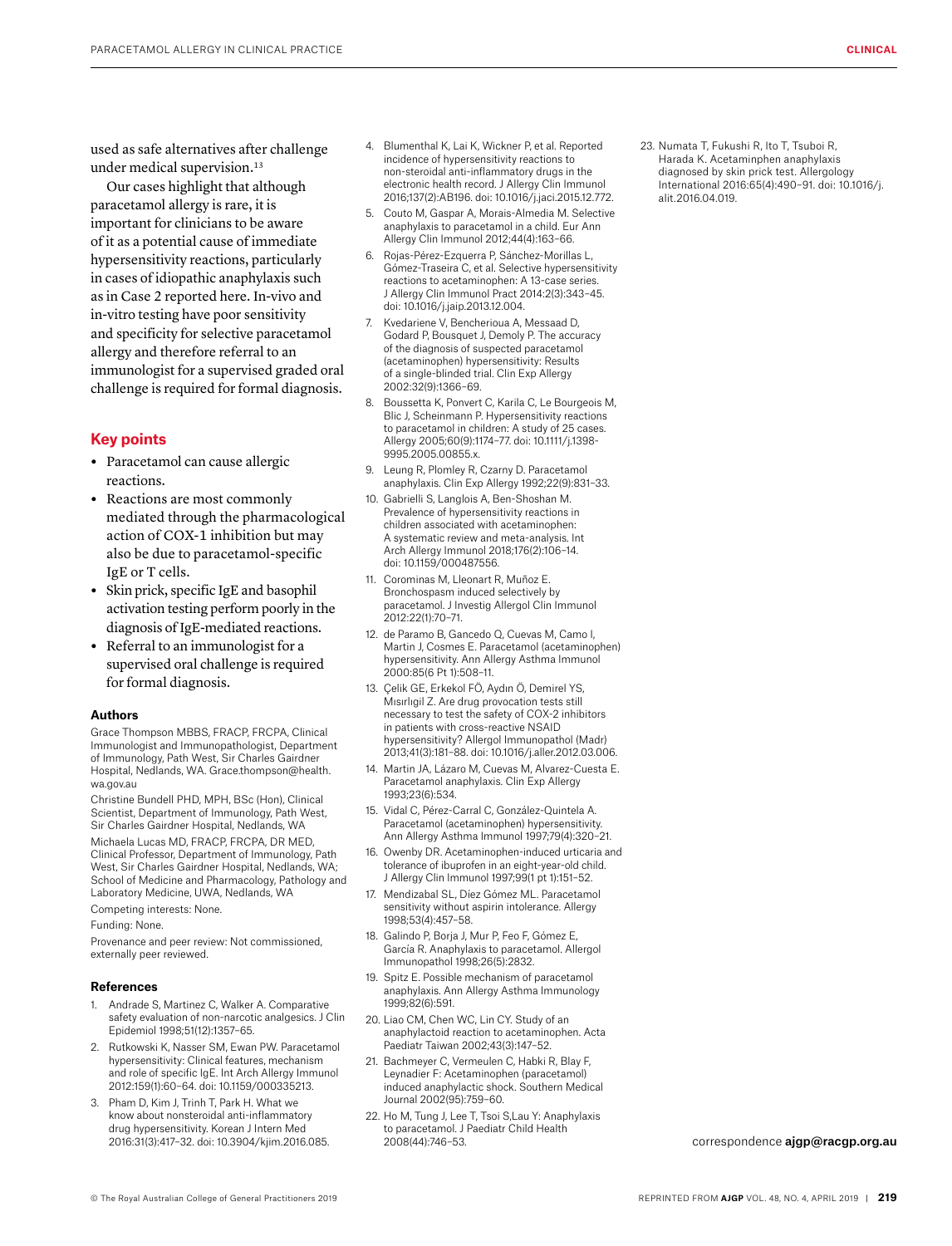used as safe alternatives after challenge under medical supervision.[13]

Our cases highlight that although paracetamol allergy is rare, it is important for clinicians to be aware of it as a potential cause of immediate hypersensitivity reactions, particularly in cases of idiopathic anaphylaxis such as in Case 2 reported here. In-vivo and in-vitro testing have poor sensitivity and specificity for selective paracetamol allergy and therefore referral to an immunologist for a supervised graded oral challenge is required for formal diagnosis.

## Key points

- Paracetamol can cause allergic reactions.
- Reactions are most commonly mediated through the pharmacological action of COX-1 inhibition but may also be due to paracetamol-specific IgE or T cells.
- Skin prick, specific IgE and basophil activation testing perform poorly in the diagnosis of IgE-mediated reactions.
- Referral to an immunologist for a supervised oral challenge is required for formal diagnosis.

### Authors

Grace Thompson MBBS, FRACP, FRCPA, Clinical Immunologist and Immunopathologist, Department of Immunology, Path West, Sir Charles Gairdner Hospital, Nedlands, WA. Grace.thompson@health.wa.gov.au

Christine Bundell PHD, MPH, BSc (Hon), Clinical Scientist, Department of Immunology, Path West, Sir Charles Gairdner Hospital, Nedlands, WA

Michaela Lucas MD, FRACP, FRCPA, DR MED, Clinical Professor, Department of Immunology, Path West, Sir Charles Gairdner Hospital, Nedlands, WA; School of Medicine and Pharmacology, Pathology and Laboratory Medicine, UWA, Nedlands, WA

Competing interests: None.

Funding: None.

Provenance and peer review: Not commissioned, externally peer reviewed.

### References

1. Andrade S, Martinez C, Walker A. Comparative safety evaluation of non-narcotic analgesics. J Clin Epidemiol 1998;51(12):1357–65.
2. Rutkowski K, Nasser SM, Ewan PW. Paracetamol hypersensitivity: Clinical features, mechanism and role of specific IgE. Int Arch Allergy Immunol 2012:159(1):60–64. doi: 10.1159/000335213.
3. Pham D, Kim J, Trinh T, Park H. What we know about nonsteroidal anti-inflammatory drug hypersensitivity. Korean J Intern Med 2016:31(3):417–32. doi: 10.3904/kjim.2016.085.
4. Blumenthal K, Lai K, Wickner P, et al. Reported incidence of hypersensitivity reactions to non-steroidal anti-inflammatory drugs in the electronic health record. J Allergy Clin Immunol 2016;137(2):AB196. doi: 10.1016/j.jaci.2015.12.772.
5. Couto M, Gaspar A, Morais-Almedia M. Selective anaphylaxis to paracetamol in a child. Eur Ann Allergy Clin Immunol 2012;44(4):163–66.
6. Rojas-Pérez-Ezquerra P, Sánchez-Morillas L, Gómez-Traseira C, et al. Selective hypersensitivity reactions to acetaminophen: A 13-case series. J Allergy Clin Immunol Pract 2014:2(3):343–45. doi: 10.1016/j.jaip.2013.12.004.
7. Kvedariene V, Bencherioua A, Messaad D, Godard P, Bousquet J, Demoly P. The accuracy of the diagnosis of suspected paracetamol (acetaminophen) hypersensitivity: Results of a single-blinded trial. Clin Exp Allergy 2002:32(9):1366–69.
8. Boussetta K, Ponvert C, Karila C, Le Bourgeois M, Blic J, Scheinmann P. Hypersensitivity reactions to paracetamol in children: A study of 25 cases. Allergy 2005;60(9):1174–77. doi: 10.1111/j.1398-9995.2005.00855.x.
9. Leung R, Plomley R, Czarny D. Paracetamol anaphylaxis. Clin Exp Allergy 1992;22(9):831–33.
10. Gabrielli S, Langlois A, Ben-Shoshan M. Prevalence of hypersensitivity reactions in children associated with acetaminophen: A systematic review and meta-analysis. Int Arch Allergy Immunol 2018;176(2):106–14. doi: 10.1159/000487556.
11. Corominas M, Lleonart R, Muñoz E. Bronchospasm induced selectively by paracetamol. J Investig Allergol Clin Immunol 2012:22(1):70–71.
12. de Paramo B, Gancedo Q, Cuevas M, Camo I, Martin J, Cosmes E. Paracetamol (acetaminophen) hypersensitivity. Ann Allergy Asthma Immunol 2000:85(6 Pt 1):508–11.
13. Çelik GE, Erkekol FÖ, Aydın Ö, Demirel YS, Mısırlıgil Z. Are drug provocation tests still necessary to test the safety of COX-2 inhibitors in patients with cross-reactive NSAID hypersensitivity? Allergol Immunopathol (Madr) 2013;41(3):181–88. doi: 10.1016/j.aller.2012.03.006.
14. Martin JA, Lázaro M, Cuevas M, Alvarez-Cuesta E. Paracetamol anaphylaxis. Clin Exp Allergy 1993;23(6):534.
15. Vidal C, Pérez-Carral C, González-Quintela A. Paracetamol (acetaminophen) hypersensitivity. Ann Allergy Asthma Immunol 1997;79(4):320–21.
16. Owenby DR. Acetaminophen-induced urticaria and tolerance of ibuprofen in an eight-year-old child. J Allergy Clin Immunol 1997;99(1 pt 1):151–52.
17. Mendizabal SL, Díez Gómez ML. Paracetamol sensitivity without aspirin intolerance. Allergy 1998;53(4):457–58.
18. Galindo P, Borja J, Mur P, Feo F, Gómez E, García R. Anaphylaxis to paracetamol. Allergol Immunopathol 1998;26(5):2832.
19. Spitz E. Possible mechanism of paracetamol anaphylaxis. Ann Allergy Asthma Immunology 1999;82(6):591.
20. Liao CM, Chen WC, Lin CY. Study of an anaphylactoid reaction to acetaminophen. Acta Paediatr Taiwan 2002;43(3):147–52.
21. Bachmeyer C, Vermeulen C, Habki R, Blay F, Leynadier F: Acetaminophen (paracetamol) induced anaphylactic shock. Southern Medical Journal 2002(95):759–60.
22. Ho M, Tung J, Lee T, Tsoi S,Lau Y: Anaphylaxis to paracetamol. J Paediatr Child Health 2008(44):746–53.
23. Numata T, Fukushi R, Ito T, Tsuboi R, Harada K. Acetaminphen anaphylaxis diagnosed by skin prick test. Allergology International 2016:65(4):490–91. doi: 10.1016/j.alit.2016.04.019.

correspondence **ajgp@racgp.org.au**